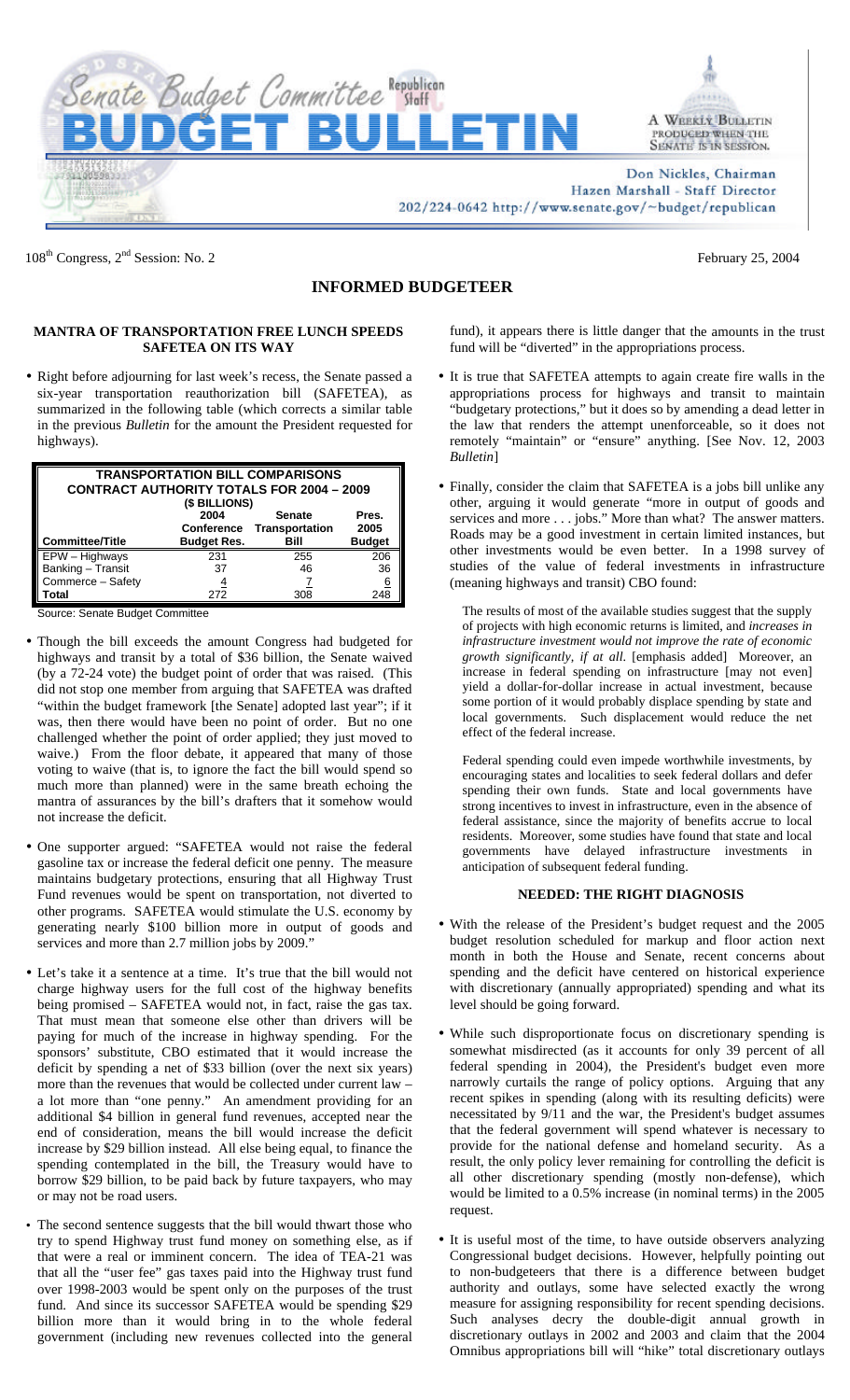# Senate Budget Committee Republican Staff
# BUDGET BULLETIN

A WEEKLY BULLETIN PRODUCED WHEN THE SENATE IS IN SESSION.

Don Nickles, Chairman
Hazen Marshall - Staff Director
202/224-0642 http://www.senate.gov/~budget/republican

108th Congress, 2nd Session: No. 2

February 25, 2004

## INFORMED BUDGETEER

### MANTRA OF TRANSPORTATION FREE LUNCH SPEEDS SAFETEA ON ITS WAY

- Right before adjourning for last week's recess, the Senate passed a six-year transportation reauthorization bill (SAFETEA), as summarized in the following table (which corrects a similar table in the previous *Bulletin* for the amount the President requested for highways).

**TRANSPORTATION BILL COMPARISONS**
**CONTRACT AUTHORITY TOTALS FOR 2004 – 2009**
**($ BILLIONS)**

| Committee/Title | 2004 Conference Budget Res. | Senate Transportation Bill | Pres. 2005 Budget |
|---|---|---|---|
| EPW – Highways | 231 | 255 | 206 |
| Banking – Transit | 37 | 46 | 36 |
| Commerce – Safety | 4 | 7 | 6 |
| **Total** | 272 | 308 | 248 |

Source: Senate Budget Committee

- Though the bill exceeds the amount Congress had budgeted for highways and transit by a total of $36 billion, the Senate waived (by a 72-24 vote) the budget point of order that was raised. (This did not stop one member from arguing that SAFETEA was drafted "within the budget framework [the Senate] adopted last year"; if it was, then there would have been no point of order. But no one challenged whether the point of order applied; they just moved to waive.) From the floor debate, it appeared that many of those voting to waive (that is, to ignore the fact the bill would spend so much more than planned) were in the same breath echoing the mantra of assurances by the bill's drafters that it somehow would not increase the deficit.

- One supporter argued: "SAFETEA would not raise the federal gasoline tax or increase the federal deficit one penny. The measure maintains budgetary protections, ensuring that all Highway Trust Fund revenues would be spent on transportation, not diverted to other programs. SAFETEA would stimulate the U.S. economy by generating nearly $100 billion more in output of goods and services and more than 2.7 million jobs by 2009."

- Let's take it a sentence at a time. It's true that the bill would not charge highway users for the full cost of the highway benefits being promised – SAFETEA would not, in fact, raise the gas tax. That must mean that someone else other than drivers will be paying for much of the increase in highway spending. For the sponsors' substitute, CBO estimated that it would increase the deficit by spending a net of $33 billion (over the next six years) more than the revenues that would be collected under current law – a lot more than "one penny." An amendment providing for an additional $4 billion in general fund revenues, accepted near the end of consideration, means the bill would increase the deficit increase by $29 billion instead. All else being equal, to finance the spending contemplated in the bill, the Treasury would have to borrow $29 billion, to be paid back by future taxpayers, who may or may not be road users.

- The second sentence suggests that the bill would thwart those who try to spend Highway trust fund money on something else, as if that were a real or imminent concern. The idea of TEA-21 was that all the "user fee" gas taxes paid into the Highway trust fund over 1998-2003 would be spent only on the purposes of the trust fund. And since its successor SAFETEA would be spending $29 billion more than it would bring in to the whole federal government (including new revenues collected into the general fund), it appears there is little danger that the amounts in the trust fund will be "diverted" in the appropriations process.

- It is true that SAFETEA attempts to again create fire walls in the appropriations process for highways and transit to maintain "budgetary protections," but it does so by amending a dead letter in the law that renders the attempt unenforceable, so it does not remotely "maintain" or "ensure" anything. [See Nov. 12, 2003 *Bulletin*]

- Finally, consider the claim that SAFETEA is a jobs bill unlike any other, arguing it would generate "more in output of goods and services and more . . . jobs." More than what? The answer matters. Roads may be a good investment in certain limited instances, but other investments would be even better. In a 1998 survey of studies of the value of federal investments in infrastructure (meaning highways and transit) CBO found:

> The results of most of the available studies suggest that the supply of projects with high economic returns is limited, and *increases in infrastructure investment would not improve the rate of economic growth significantly, if at all*. [emphasis added] Moreover, an increase in federal spending on infrastructure [may not even] yield a dollar-for-dollar increase in actual investment, because some portion of it would probably displace spending by state and local governments. Such displacement would reduce the net effect of the federal increase.
>
> Federal spending could even impede worthwhile investments, by encouraging states and localities to seek federal dollars and defer spending their own funds. State and local governments have strong incentives to invest in infrastructure, even in the absence of federal assistance, since the majority of benefits accrue to local residents. Moreover, some studies have found that state and local governments have delayed infrastructure investments in anticipation of subsequent federal funding.

### NEEDED: THE RIGHT DIAGNOSIS

- With the release of the President's budget request and the 2005 budget resolution scheduled for markup and floor action next month in both the House and Senate, recent concerns about spending and the deficit have centered on historical experience with discretionary (annually appropriated) spending and what its level should be going forward.

- While such disproportionate focus on discretionary spending is somewhat misdirected (as it accounts for only 39 percent of all federal spending in 2004), the President's budget even more narrowly curtails the range of policy options. Arguing that any recent spikes in spending (along with its resulting deficits) were necessitated by 9/11 and the war, the President's budget assumes that the federal government will spend whatever is necessary to provide for the national defense and homeland security. As a result, the only policy lever remaining for controlling the deficit is all other discretionary spending (mostly non-defense), which would be limited to a 0.5% increase (in nominal terms) in the 2005 request.

- It is useful most of the time, to have outside observers analyzing Congressional budget decisions. However, helpfully pointing out to non-budgeteers that there is a difference between budget authority and outlays, some have selected exactly the wrong measure for assigning responsibility for recent spending decisions. Such analyses decry the double-digit annual growth in discretionary outlays in 2002 and 2003 and claim that the 2004 Omnibus appropriations bill will "hike" total discretionary outlays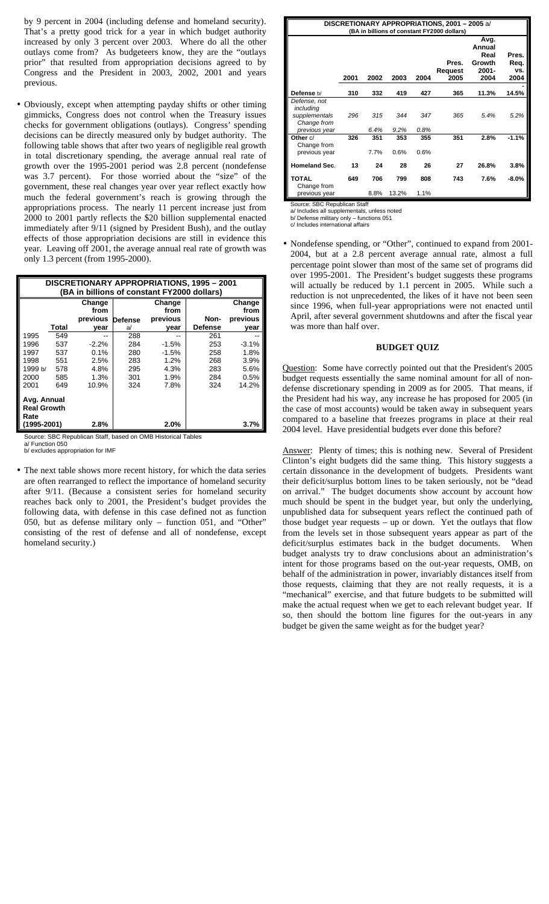by 9 percent in 2004 (including defense and homeland security). That's a pretty good trick for a year in which budget authority increased by only 3 percent over 2003. Where do all the other outlays come from? As budgeteers know, they are the "outlays prior" that resulted from appropriation decisions agreed to by Congress and the President in 2003, 2002, 2001 and years previous.

- Obviously, except when attempting payday shifts or other timing gimmicks, Congress does not control when the Treasury issues checks for government obligations (outlays). Congress' spending decisions can be directly measured only by budget authority. The following table shows that after two years of negligible real growth in total discretionary spending, the average annual real rate of growth over the 1995-2001 period was 2.8 percent (nondefense was 3.7 percent). For those worried about the "size" of the government, these real changes year over year reflect exactly how much the federal government's reach is growing through the appropriations process. The nearly 11 percent increase just from 2000 to 2001 partly reflects the $20 billion supplemental enacted immediately after 9/11 (signed by President Bush), and the outlay effects of those appropriation decisions are still in evidence this year. Leaving off 2001, the average annual real rate of growth was only 1.3 percent (from 1995-2000).

**DISCRETIONARY APPROPRIATIONS, 1995 – 2001**
**(BA in billions of constant FY2000 dollars)**

| | Total | Change from previous year | Defense a/ | Change from previous year | Non-Defense | Change from previous year |
|---|---|---|---|---|---|---|
| 1995 | 549 | -- | 288 | -- | 261 | -- |
| 1996 | 537 | -2.2% | 284 | -1.5% | 253 | -3.1% |
| 1997 | 537 | 0.1% | 280 | -1.5% | 258 | 1.8% |
| 1998 | 551 | 2.5% | 283 | 1.2% | 268 | 3.9% |
| 1999 b/ | 578 | 4.8% | 295 | 4.3% | 283 | 5.6% |
| 2000 | 585 | 1.3% | 301 | 1.9% | 284 | 0.5% |
| 2001 | 649 | 10.9% | 324 | 7.8% | 324 | 14.2% |
| **Avg. Annual Real Growth Rate (1995-2001)** | | **2.8%** | | **2.0%** | | **3.7%** |

Source: SBC Republican Staff, based on OMB Historical Tables
a/ Function 050
b/ excludes appropriation for IMF

- The next table shows more recent history, for which the data series are often rearranged to reflect the importance of homeland security after 9/11. (Because a consistent series for homeland security reaches back only to 2001, the President's budget provides the following data, with defense in this case defined not as function 050, but as defense military only – function 051, and "Other" consisting of the rest of defense and all of nondefense, except homeland security.)

**DISCRETIONARY APPROPRIATIONS, 2001 – 2005 a/**
**(BA in billions of constant FY2000 dollars)**

| | 2001 | 2002 | 2003 | 2004 | Pres. Request 2005 | Avg. Annual Real Growth 2001-2004 | Pres. Req. vs. 2004 |
|---|---|---|---|---|---|---|---|
| **Defense** b/ | **310** | **332** | **419** | **427** | **365** | **11.3%** | **-14.5%** |
| *Defense, not including supplementals* | *296* | *315* | *344* | *347* | *365* | *5.4%* | *5.2%* |
| *Change from previous year* | | *6.4%* | *9.2%* | *0.8%* | | | |
| **Other** c/ | **326** | **351** | **353** | **355** | **351** | **2.8%** | **-1.1%** |
| Change from previous year | | 7.7% | 0.6% | 0.6% | | | |
| **Homeland Sec.** | **13** | **24** | **28** | **26** | **27** | **26.8%** | **3.8%** |
| **TOTAL** | **649** | **706** | **799** | **808** | **743** | **7.6%** | **-8.0%** |
| Change from previous year | | 8.8% | 13.2% | 1.1% | | | |

Source: SBC Republican Staff
a/ Includes all supplementals, unless noted
b/ Defense military only – functions 051
c/ Includes international affairs

- Nondefense spending, or "Other", continued to expand from 2001-2004, but at a 2.8 percent average annual rate, almost a full percentage point slower than most of the same set of programs did over 1995-2001. The President's budget suggests these programs will actually be reduced by 1.1 percent in 2005. While such a reduction is not unprecedented, the likes of it have not been seen since 1996, when full-year appropriations were not enacted until April, after several government shutdowns and after the fiscal year was more than half over.

## BUDGET QUIZ

Question: Some have correctly pointed out that the President's 2005 budget requests essentially the same nominal amount for all of non-defense discretionary spending in 2009 as for 2005. That means, if the President had his way, any increase he has proposed for 2005 (in the case of most accounts) would be taken away in subsequent years compared to a baseline that freezes programs in place at their real 2004 level. Have presidential budgets ever done this before?

Answer: Plenty of times; this is nothing new. Several of President Clinton's eight budgets did the same thing. This history suggests a certain dissonance in the development of budgets. Presidents want their deficit/surplus bottom lines to be taken seriously, not be "dead on arrival." The budget documents show account by account how much should be spent in the budget year, but only the underlying, unpublished data for subsequent years reflect the continued path of those budget year requests – up or down. Yet the outlays that flow from the levels set in those subsequent years appear as part of the deficit/surplus estimates back in the budget documents. When budget analysts try to draw conclusions about an administration's intent for those programs based on the out-year requests, OMB, on behalf of the administration in power, invariably distances itself from those requests, claiming that they are not really requests, it is a "mechanical" exercise, and that future budgets to be submitted will make the actual request when we get to each relevant budget year. If so, then should the bottom line figures for the out-years in any budget be given the same weight as for the budget year?